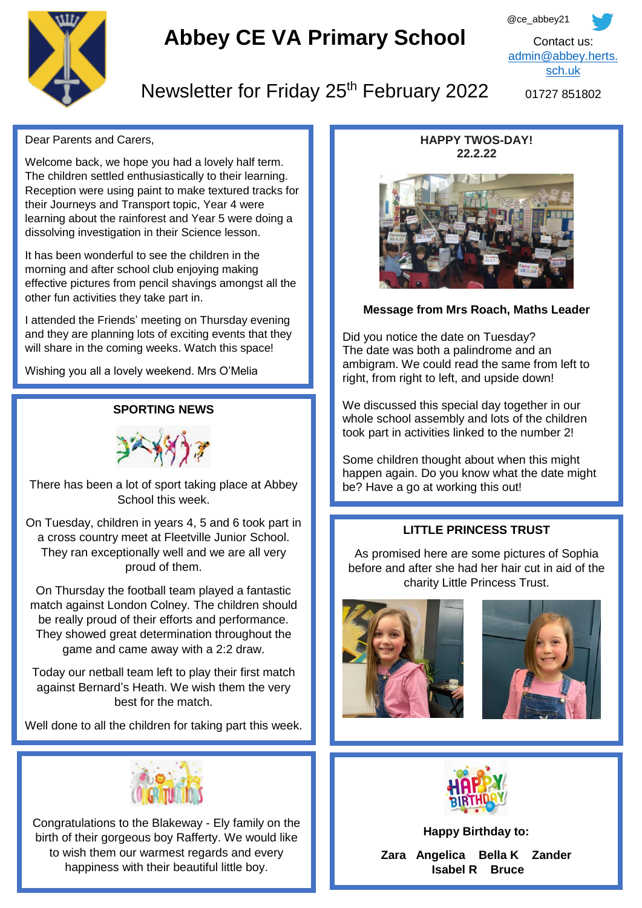# Abbey CE VA Primary School

@ce_abbey21

Contact us:
admin@abbey.herts.sch.uk
01727 851802

## Newsletter for Friday 25th February 2022

Dear Parents and Carers,

Welcome back, we hope you had a lovely half term. The children settled enthusiastically to their learning. Reception were using paint to make textured tracks for their Journeys and Transport topic, Year 4 were learning about the rainforest and Year 5 were doing a dissolving investigation in their Science lesson.

It has been wonderful to see the children in the morning and after school club enjoying making effective pictures from pencil shavings amongst all the other fun activities they take part in.

I attended the Friends' meeting on Thursday evening and they are planning lots of exciting events that they will share in the coming weeks. Watch this space!

Wishing you all a lovely weekend. Mrs O'Melia

### SPORTING NEWS

There has been a lot of sport taking place at Abbey School this week.

On Tuesday, children in years 4, 5 and 6 took part in a cross country meet at Fleetville Junior School. They ran exceptionally well and we are all very proud of them.

On Thursday the football team played a fantastic match against London Colney. The children should be really proud of their efforts and performance. They showed great determination throughout the game and came away with a 2:2 draw.

Today our netball team left to play their first match against Bernard's Heath. We wish them the very best for the match.

Well done to all the children for taking part this week.

Congratulations to the Blakeway - Ely family on the birth of their gorgeous boy Rafferty. We would like to wish them our warmest regards and every happiness with their beautiful little boy.

### HAPPY TWOS-DAY!
### 22.2.22

**Message from Mrs Roach, Maths Leader**

Did you notice the date on Tuesday?
The date was both a palindrome and an ambigram. We could read the same from left to right, from right to left, and upside down!

We discussed this special day together in our whole school assembly and lots of the children took part in activities linked to the number 2!

Some children thought about when this might happen again. Do you know what the date might be? Have a go at working this out!

### LITTLE PRINCESS TRUST

As promised here are some pictures of Sophia before and after she had her hair cut in aid of the charity Little Princess Trust.

**Happy Birthday to:**

**Zara Angelica Bella K Zander Isabel R Bruce**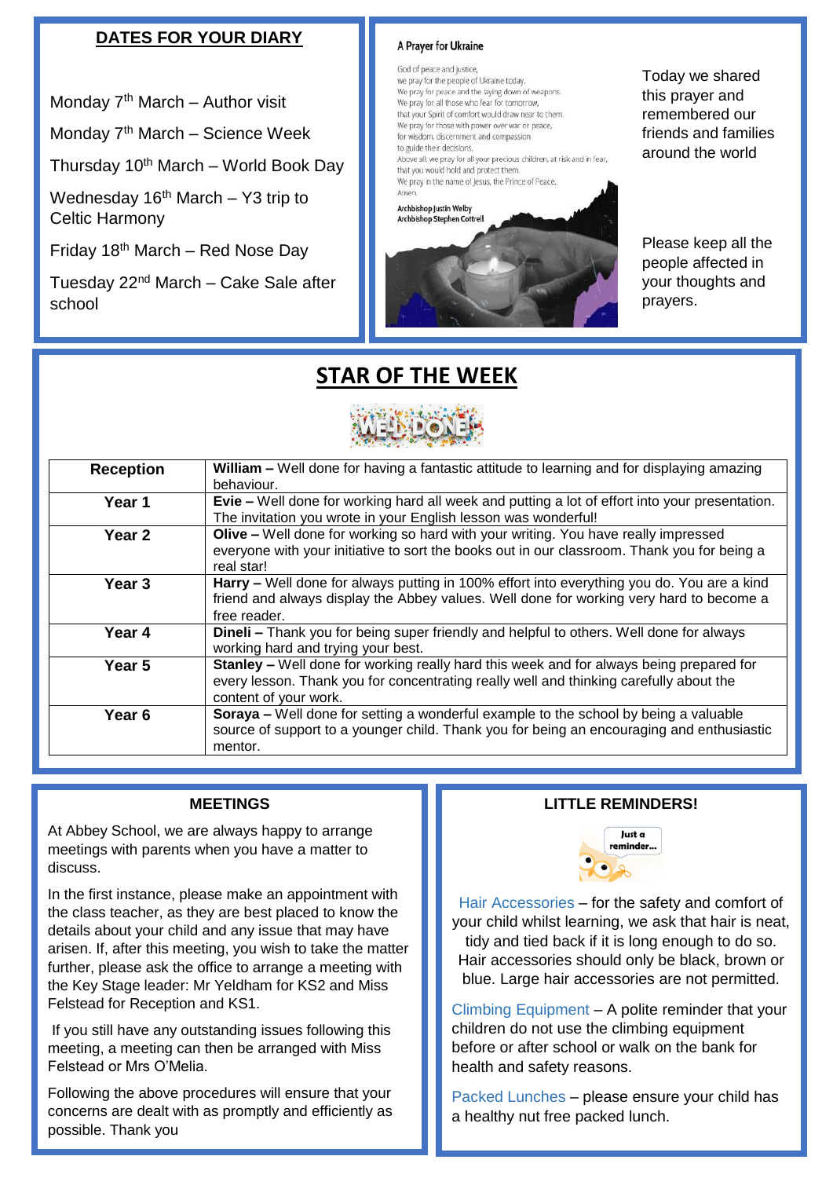## DATES FOR YOUR DIARY

Monday 7th March – Author visit

Monday 7th March – Science Week

Thursday 10th March – World Book Day

Wednesday 16th March – Y3 trip to Celtic Harmony

Friday 18th March – Red Nose Day

Tuesday 22nd March – Cake Sale after school

### A Prayer for Ukraine

God of peace and justice,
we pray for the people of Ukraine today.
We pray for peace and the laying down of weapons.
We pray for all those who fear for tomorrow,
that your Spirit of comfort would draw near to them.
We pray for those with power over war or peace,
for wisdom, discernment and compassion
to guide their decisions.
Above all, we pray for all your precious children, at risk and in fear,
that you would hold and protect them.
We pray in the name of Jesus, the Prince of Peace.
Amen.

Archbishop Justin Welby
Archbishop Stephen Cottrell

Today we shared this prayer and remembered our friends and families around the world

Please keep all the people affected in your thoughts and prayers.

## STAR OF THE WEEK

| Reception | **William –** Well done for having a fantastic attitude to learning and for displaying amazing behaviour. |
|---|---|
| **Year 1** | **Evie –** Well done for working hard all week and putting a lot of effort into your presentation. The invitation you wrote in your English lesson was wonderful! |
| **Year 2** | **Olive –** Well done for working so hard with your writing. You have really impressed everyone with your initiative to sort the books out in our classroom. Thank you for being a real star! |
| **Year 3** | **Harry –** Well done for always putting in 100% effort into everything you do. You are a kind friend and always display the Abbey values. Well done for working very hard to become a free reader. |
| **Year 4** | **Dineli –** Thank you for being super friendly and helpful to others. Well done for always working hard and trying your best. |
| **Year 5** | **Stanley –** Well done for working really hard this week and for always being prepared for every lesson. Thank you for concentrating really well and thinking carefully about the content of your work. |
| **Year 6** | **Soraya –** Well done for setting a wonderful example to the school by being a valuable source of support to a younger child. Thank you for being an encouraging and enthusiastic mentor. |

### MEETINGS

At Abbey School, we are always happy to arrange meetings with parents when you have a matter to discuss.

In the first instance, please make an appointment with the class teacher, as they are best placed to know the details about your child and any issue that may have arisen. If, after this meeting, you wish to take the matter further, please ask the office to arrange a meeting with the Key Stage leader: Mr Yeldham for KS2 and Miss Felstead for Reception and KS1.

If you still have any outstanding issues following this meeting, a meeting can then be arranged with Miss Felstead or Mrs O'Melia.

Following the above procedures will ensure that your concerns are dealt with as promptly and efficiently as possible. Thank you

### LITTLE REMINDERS!

Hair Accessories – for the safety and comfort of your child whilst learning, we ask that hair is neat, tidy and tied back if it is long enough to do so. Hair accessories should only be black, brown or blue. Large hair accessories are not permitted.

Climbing Equipment – A polite reminder that your children do not use the climbing equipment before or after school or walk on the bank for health and safety reasons.

Packed Lunches – please ensure your child has a healthy nut free packed lunch.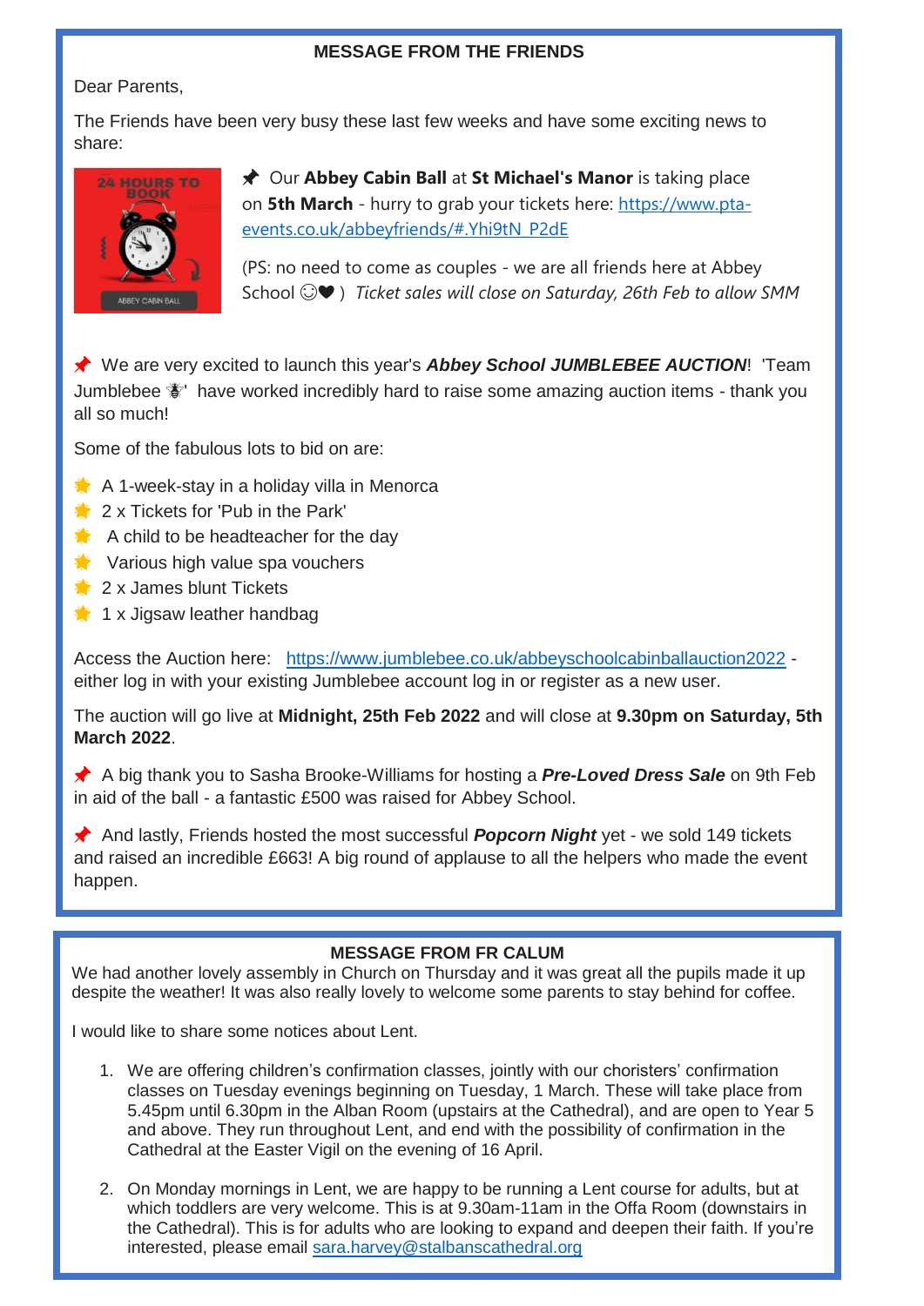## MESSAGE FROM THE FRIENDS

Dear Parents,

The Friends have been very busy these last few weeks and have some exciting news to share:

📌 Our **Abbey Cabin Ball** at **St Michael's Manor** is taking place on **5th March** - hurry to grab your tickets here: https://www.pta-events.co.uk/abbeyfriends/#.Yhi9tN_P2dE

(PS: no need to come as couples - we are all friends here at Abbey School ☺♥ ) *Ticket sales will close on Saturday, 26th Feb to allow SMM*

📌 We are very excited to launch this year's ***Abbey School JUMBLEBEE AUCTION***! 'Team Jumblebee 🐝' have worked incredibly hard to raise some amazing auction items - thank you all so much!

Some of the fabulous lots to bid on are:

- A 1-week-stay in a holiday villa in Menorca
- 2 x Tickets for 'Pub in the Park'
- A child to be headteacher for the day
- Various high value spa vouchers
- 2 x James blunt Tickets
- 1 x Jigsaw leather handbag

Access the Auction here: https://www.jumblebee.co.uk/abbeyschoolcabinballauction2022 - either log in with your existing Jumblebee account log in or register as a new user.

The auction will go live at **Midnight, 25th Feb 2022** and will close at **9.30pm on Saturday, 5th March 2022**.

📌 A big thank you to Sasha Brooke-Williams for hosting a ***Pre-Loved Dress Sale*** on 9th Feb in aid of the ball - a fantastic £500 was raised for Abbey School.

📌 And lastly, Friends hosted the most successful ***Popcorn Night*** yet - we sold 149 tickets and raised an incredible £663! A big round of applause to all the helpers who made the event happen.

## MESSAGE FROM FR CALUM

We had another lovely assembly in Church on Thursday and it was great all the pupils made it up despite the weather! It was also really lovely to welcome some parents to stay behind for coffee.

I would like to share some notices about Lent.

1. We are offering children's confirmation classes, jointly with our choristers' confirmation classes on Tuesday evenings beginning on Tuesday, 1 March. These will take place from 5.45pm until 6.30pm in the Alban Room (upstairs at the Cathedral), and are open to Year 5 and above. They run throughout Lent, and end with the possibility of confirmation in the Cathedral at the Easter Vigil on the evening of 16 April.

2. On Monday mornings in Lent, we are happy to be running a Lent course for adults, but at which toddlers are very welcome. This is at 9.30am-11am in the Offa Room (downstairs in the Cathedral). This is for adults who are looking to expand and deepen their faith. If you're interested, please email sara.harvey@stalbanscathedral.org